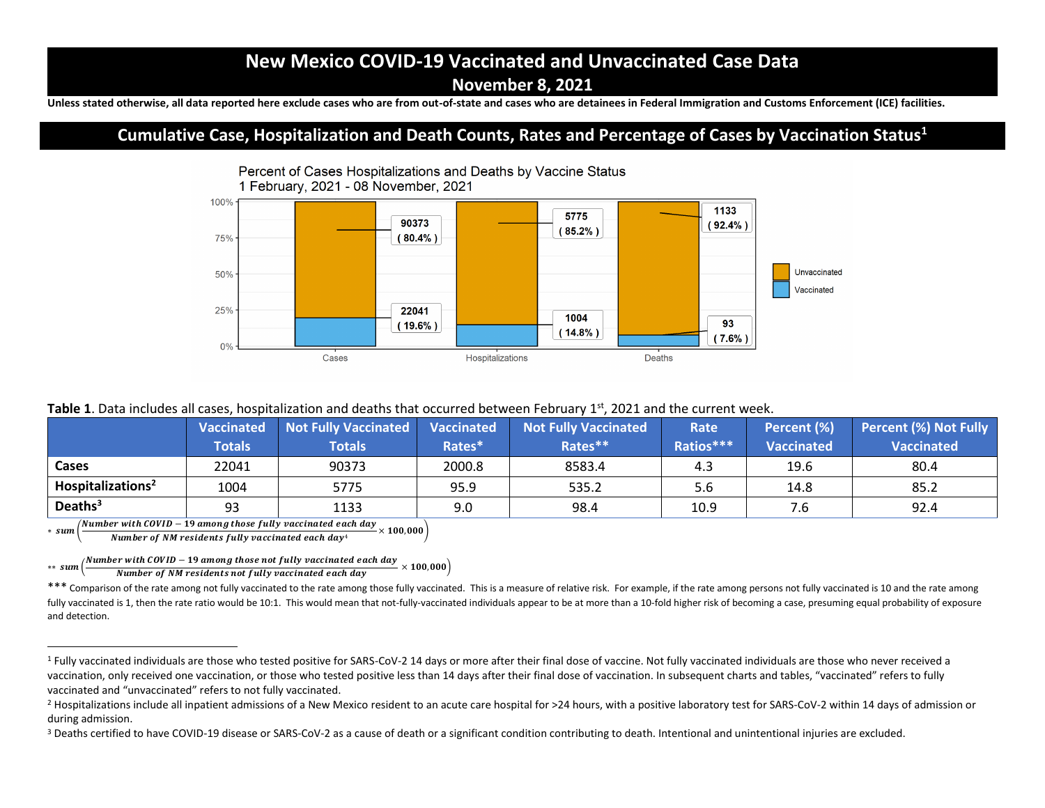# New Mexico COVID-19 Vaccinated and Unvaccinated Case Data

## November 8, 2021

**Unless stated otherwise, all data reported here exclude cases who are from out-of-state and cases who are detainees in Federal Immigration and Customs Enforcement (ICE) facilities.**

## Cumulative Case, Hospitalization and Death Counts, Rates and Percentage of Cases by Vaccination Status[1]

Percent of Cases Hospitalizations and Deaths by Vaccine Status
1 February, 2021 - 08 November, 2021

| | Cases | Hospitalizations | Deaths |
|---|---|---|---|
| Unvaccinated | 90373 (80.4%) | 5775 (85.2%) | 1133 (92.4%) |
| Vaccinated | 22041 (19.6%) | 1004 (14.8%) | 93 (7.6%) |

**Table 1**. Data includes all cases, hospitalization and deaths that occurred between February 1st, 2021 and the current week.

| | Vaccinated Totals | Not Fully Vaccinated Totals | Vaccinated Rates* | Not Fully Vaccinated Rates** | Rate Ratios*** | Percent (%) Vaccinated | Percent (%) Not Fully Vaccinated |
|---|---|---|---|---|---|---|---|
| **Cases** | 22041 | 90373 | 2000.8 | 8583.4 | 4.3 | 19.6 | 80.4 |
| **Hospitalizations[2]** | 1004 | 5775 | 95.9 | 535.2 | 5.6 | 14.8 | 85.2 |
| **Deaths[3]** | 93 | 1133 | 9.0 | 98.4 | 10.9 | 7.6 | 92.4 |

$$* \; sum\left(\frac{\text{Number with COVID} - 19 \text{ among those fully vaccinated each day}}{\text{Number of NM residents fully vaccinated each day}^4} \times 100{,}000\right)$$

$$** \; sum\left(\frac{\text{Number with COVID} - 19 \text{ among those not fully vaccinated each day}}{\text{Number of NM residents not fully vaccinated each day}} \times 100{,}000\right)$$

*** Comparison of the rate among not fully vaccinated to the rate among those fully vaccinated. This is a measure of relative risk. For example, if the rate among persons not fully vaccinated is 10 and the rate among fully vaccinated is 1, then the rate ratio would be 10:1. This would mean that not-fully-vaccinated individuals appear to be at more than a 10-fold higher risk of becoming a case, presuming equal probability of exposure and detection.

---

[1] Fully vaccinated individuals are those who tested positive for SARS-CoV-2 14 days or more after their final dose of vaccine. Not fully vaccinated individuals are those who never received a vaccination, only received one vaccination, or those who tested positive less than 14 days after their final dose of vaccination. In subsequent charts and tables, "vaccinated" refers to fully vaccinated and "unvaccinated" refers to not fully vaccinated.

[2] Hospitalizations include all inpatient admissions of a New Mexico resident to an acute care hospital for >24 hours, with a positive laboratory test for SARS-CoV-2 within 14 days of admission or during admission.

[3] Deaths certified to have COVID-19 disease or SARS-CoV-2 as a cause of death or a significant condition contributing to death. Intentional and unintentional injuries are excluded.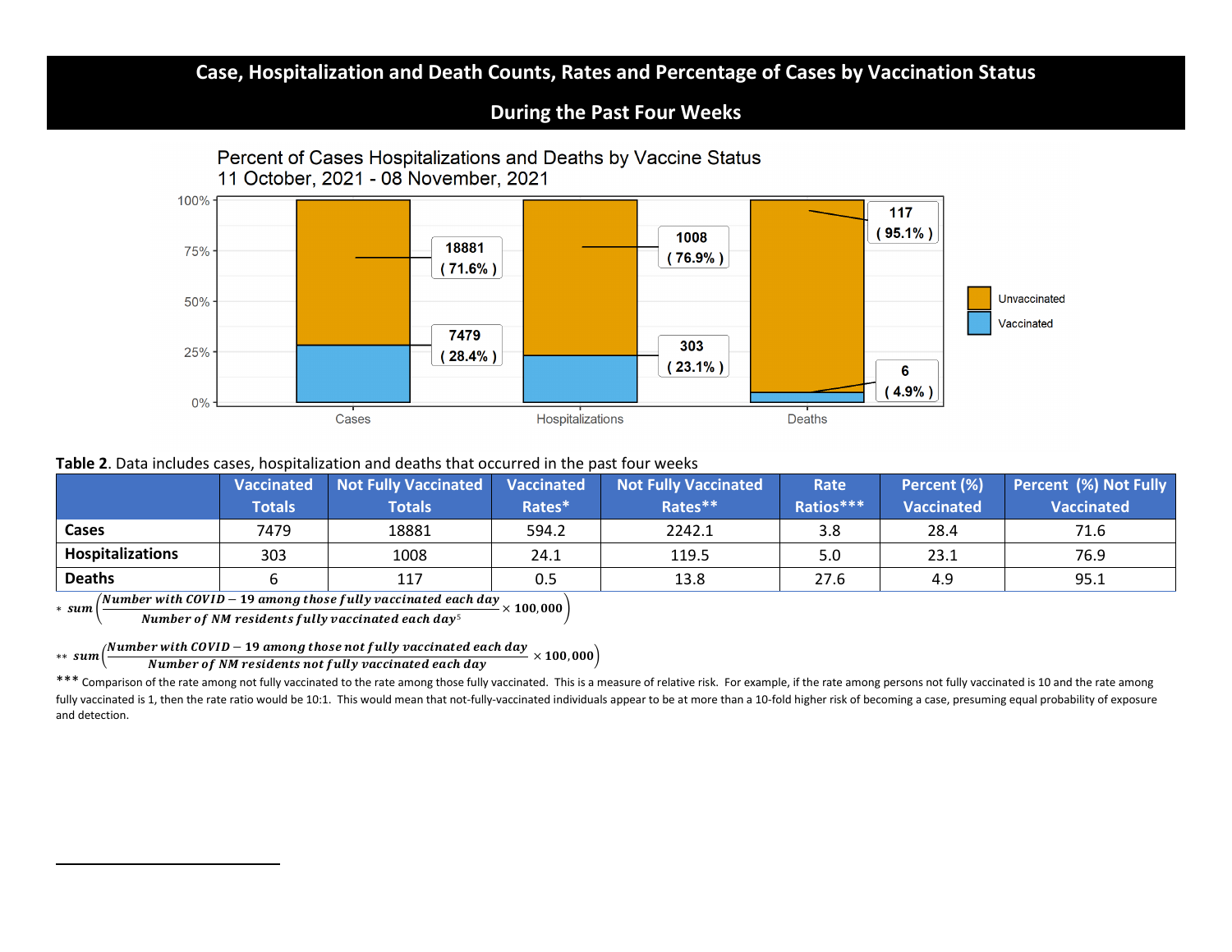# Case, Hospitalization and Death Counts, Rates and Percentage of Cases by Vaccination Status

## During the Past Four Weeks

Percent of Cases Hospitalizations and Deaths by Vaccine Status
11 October, 2021 - 08 November, 2021

| | Unvaccinated | Vaccinated |
|---|---|---|
| Cases | 18881 (71.6%) | 7479 (28.4%) |
| Hospitalizations | 1008 (76.9%) | 303 (23.1%) |
| Deaths | 117 (95.1%) | 6 (4.9%) |

**Table 2**. Data includes cases, hospitalization and deaths that occurred in the past four weeks

| | Vaccinated Totals | Not Fully Vaccinated Totals | Vaccinated Rates* | Not Fully Vaccinated Rates** | Rate Ratios*** | Percent (%) Vaccinated | Percent (%) Not Fully Vaccinated |
|---|---|---|---|---|---|---|---|
| **Cases** | 7479 | 18881 | 594.2 | 2242.1 | 3.8 | 28.4 | 71.6 |
| **Hospitalizations** | 303 | 1008 | 24.1 | 119.5 | 5.0 | 23.1 | 76.9 |
| **Deaths** | 6 | 117 | 0.5 | 13.8 | 27.6 | 4.9 | 95.1 |

$$* \; sum\left(\frac{Number\ with\ COVID-19\ among\ those\ fully\ vaccinated\ each\ day}{Number\ of\ NM\ residents\ fully\ vaccinated\ each\ day^{5}} \times 100{,}000\right)$$

$$** \; sum\left(\frac{Number\ with\ COVID-19\ among\ those\ not\ fully\ vaccinated\ each\ day}{Number\ of\ NM\ residents\ not\ fully\ vaccinated\ each\ day} \times 100{,}000\right)$$

*** Comparison of the rate among not fully vaccinated to the rate among those fully vaccinated. This is a measure of relative risk. For example, if the rate among persons not fully vaccinated is 10 and the rate among fully vaccinated is 1, then the rate ratio would be 10:1. This would mean that not-fully-vaccinated individuals appear to be at more than a 10-fold higher risk of becoming a case, presuming equal probability of exposure and detection.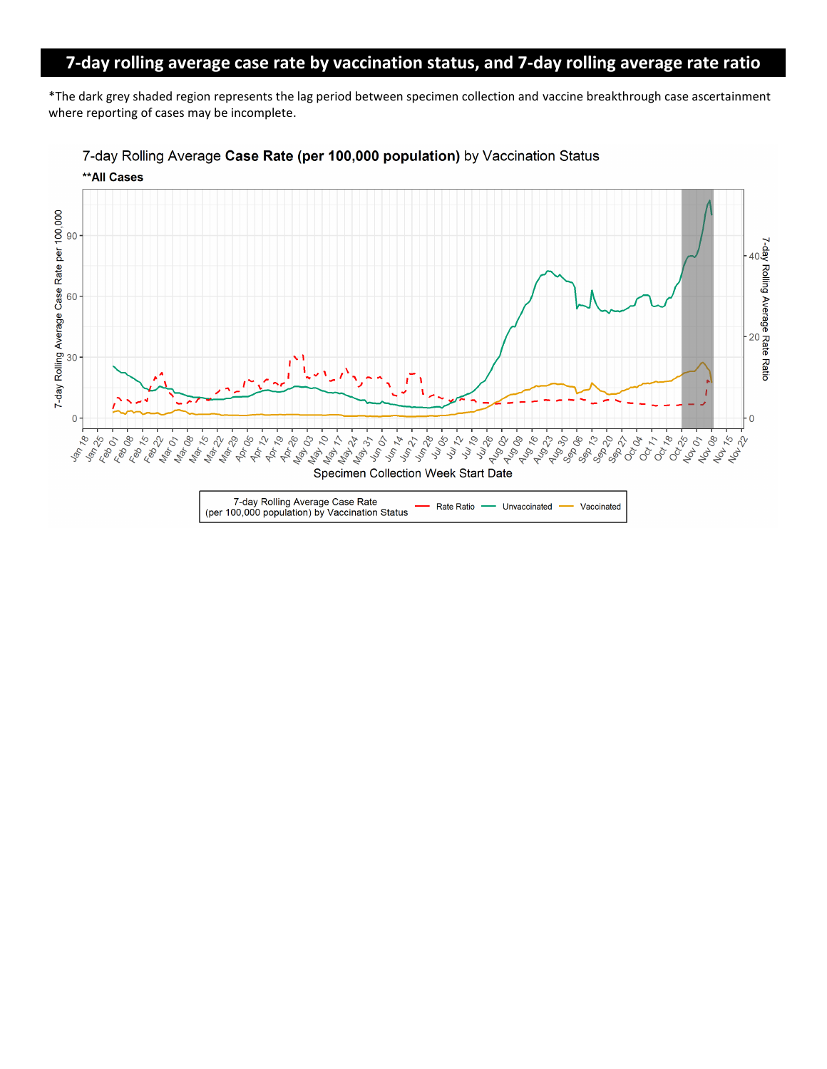# 7-day rolling average case rate by vaccination status, and 7-day rolling average rate ratio

*The dark grey shaded region represents the lag period between specimen collection and vaccine breakthrough case ascertainment where reporting of cases may be incomplete.

7-day Rolling Average **Case Rate (per 100,000 population)** by Vaccination Status

****All Cases**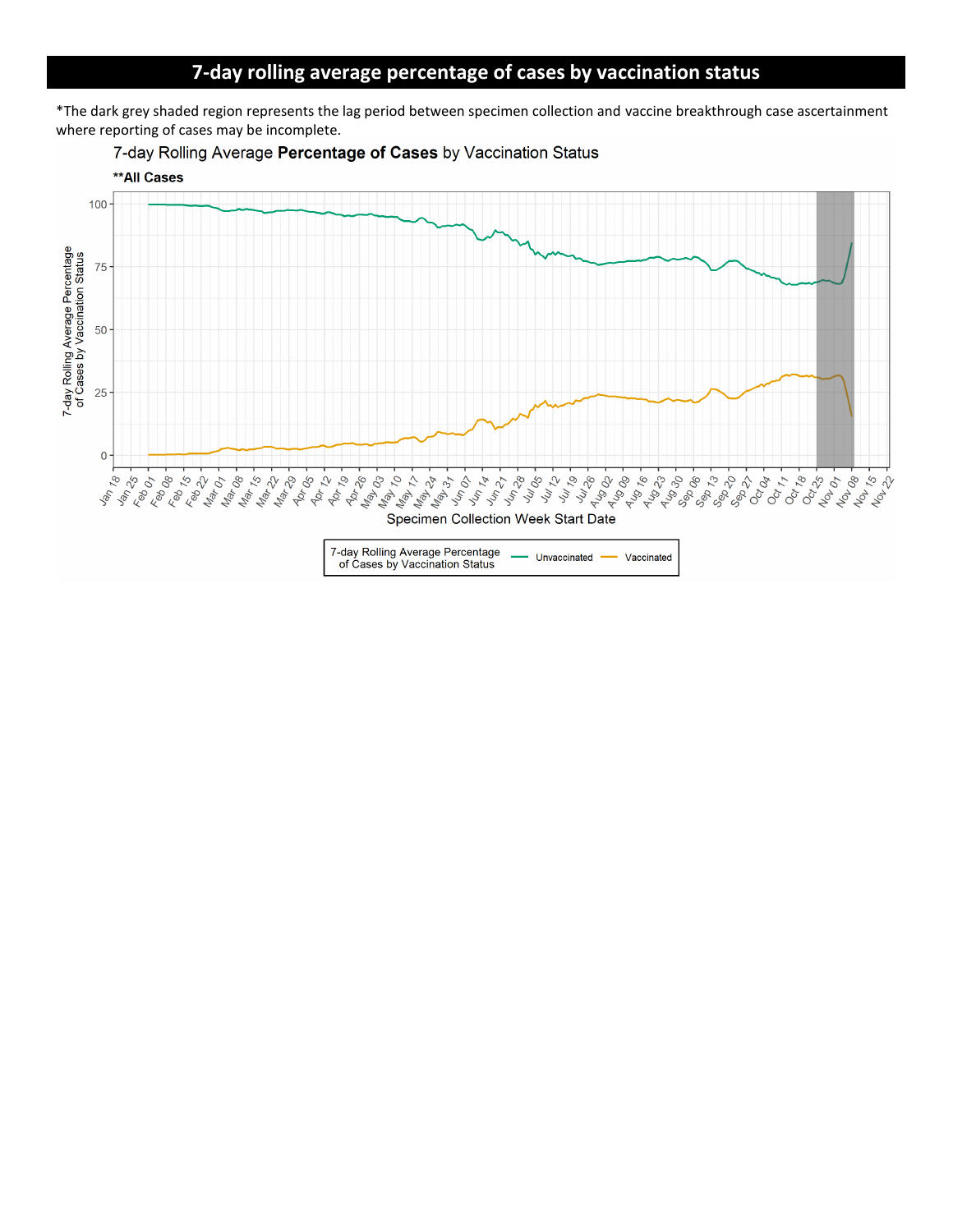# 7-day rolling average percentage of cases by vaccination status

*The dark grey shaded region represents the lag period between specimen collection and vaccine breakthrough case ascertainment where reporting of cases may be incomplete.

7-day Rolling Average **Percentage of Cases** by Vaccination Status

****All Cases**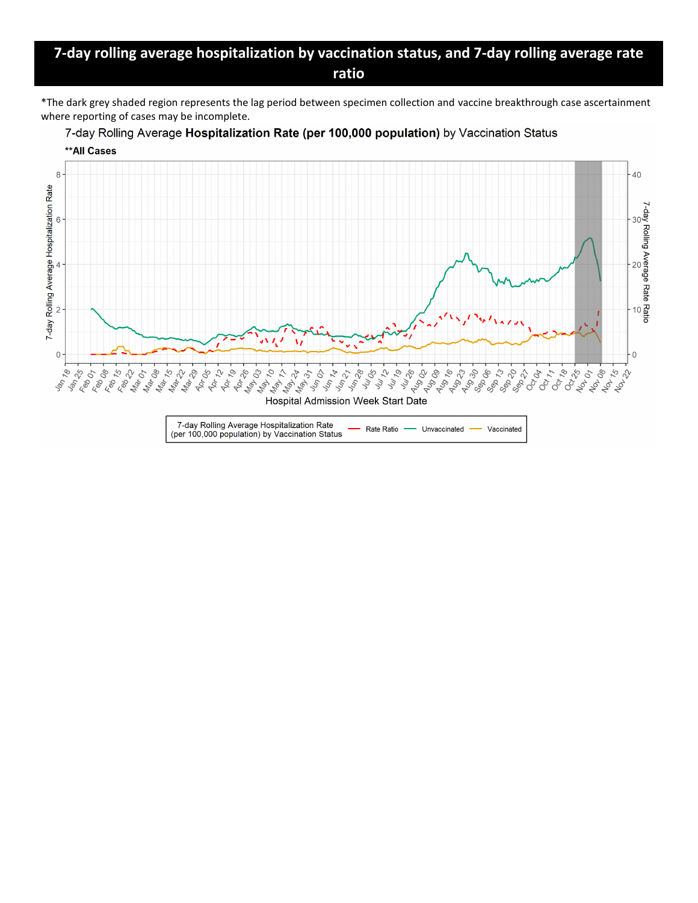# 7-day rolling average hospitalization by vaccination status, and 7-day rolling average rate ratio

*The dark grey shaded region represents the lag period between specimen collection and vaccine breakthrough case ascertainment where reporting of cases may be incomplete.

7-day Rolling Average **Hospitalization Rate (per 100,000 population)** by Vaccination Status

****All Cases**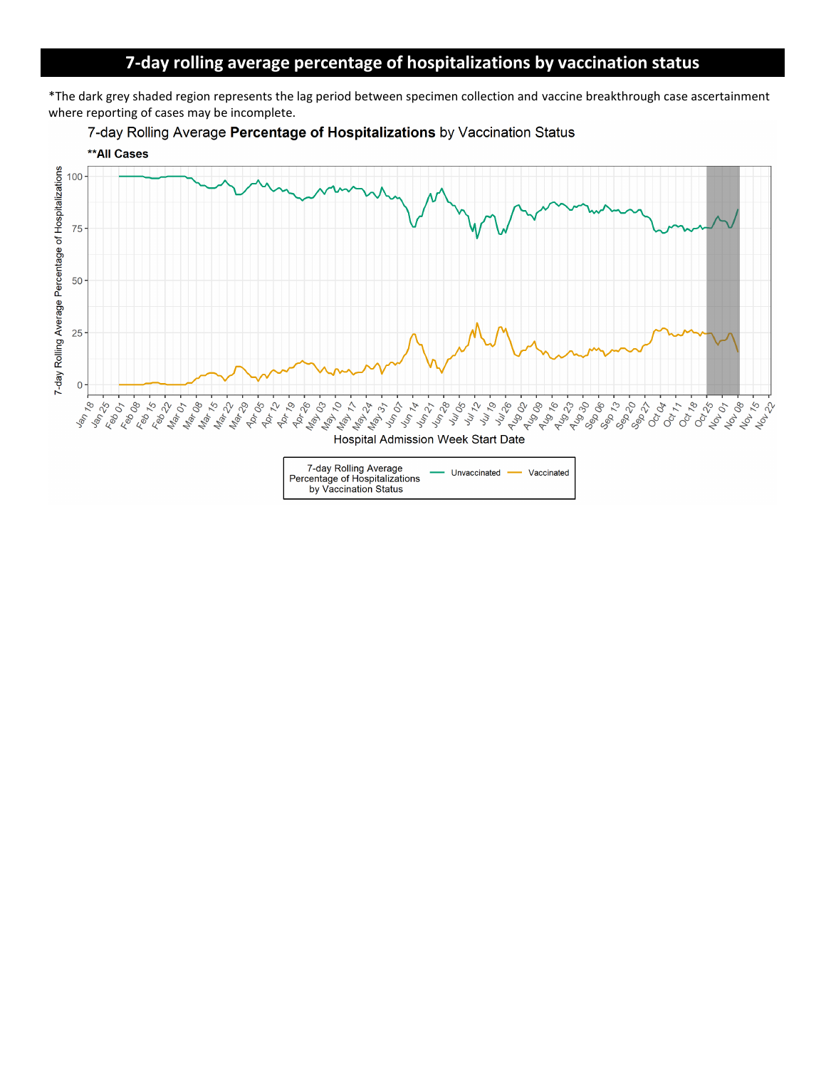# 7-day rolling average percentage of hospitalizations by vaccination status

*The dark grey shaded region represents the lag period between specimen collection and vaccine breakthrough case ascertainment where reporting of cases may be incomplete.

7-day Rolling Average **Percentage of Hospitalizations** by Vaccination Status

**All Cases

7-day Rolling Average Percentage of Hospitalizations

Hospital Admission Week Start Date

7-day Rolling Average Percentage of Hospitalizations by Vaccination Status: Unvaccinated, Vaccinated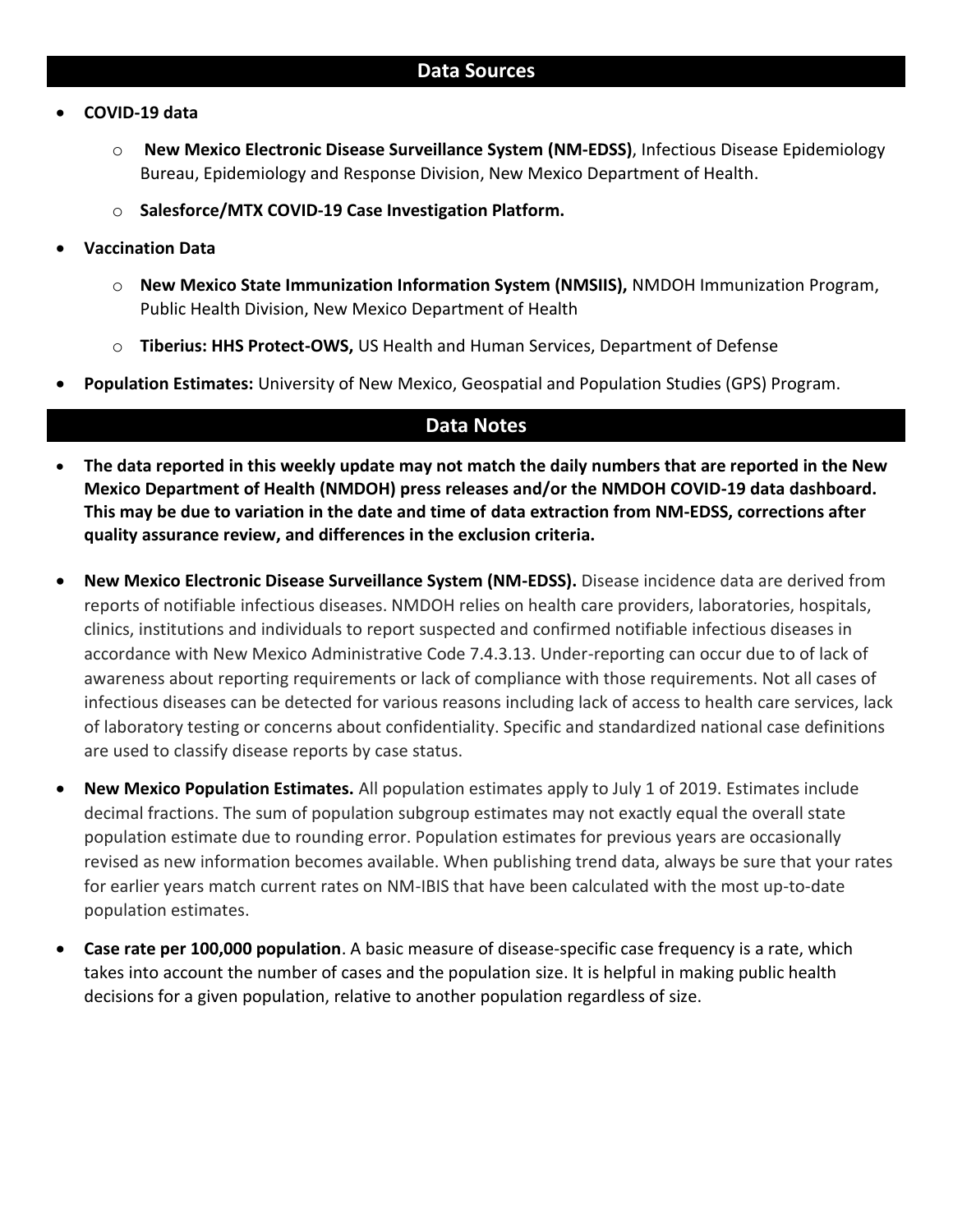## Data Sources

- **COVID-19 data**
    - **New Mexico Electronic Disease Surveillance System (NM-EDSS)**, Infectious Disease Epidemiology Bureau, Epidemiology and Response Division, New Mexico Department of Health.
    - **Salesforce/MTX COVID-19 Case Investigation Platform.**
- **Vaccination Data**
    - **New Mexico State Immunization Information System (NMSIIS),** NMDOH Immunization Program, Public Health Division, New Mexico Department of Health
    - **Tiberius: HHS Protect-OWS,** US Health and Human Services, Department of Defense
- **Population Estimates:** University of New Mexico, Geospatial and Population Studies (GPS) Program.

## Data Notes

- **The data reported in this weekly update may not match the daily numbers that are reported in the New Mexico Department of Health (NMDOH) press releases and/or the NMDOH COVID-19 data dashboard. This may be due to variation in the date and time of data extraction from NM-EDSS, corrections after quality assurance review, and differences in the exclusion criteria.**
- **New Mexico Electronic Disease Surveillance System (NM-EDSS).** Disease incidence data are derived from reports of notifiable infectious diseases. NMDOH relies on health care providers, laboratories, hospitals, clinics, institutions and individuals to report suspected and confirmed notifiable infectious diseases in accordance with New Mexico Administrative Code 7.4.3.13. Under-reporting can occur due to of lack of awareness about reporting requirements or lack of compliance with those requirements. Not all cases of infectious diseases can be detected for various reasons including lack of access to health care services, lack of laboratory testing or concerns about confidentiality. Specific and standardized national case definitions are used to classify disease reports by case status.
- **New Mexico Population Estimates.** All population estimates apply to July 1 of 2019. Estimates include decimal fractions. The sum of population subgroup estimates may not exactly equal the overall state population estimate due to rounding error. Population estimates for previous years are occasionally revised as new information becomes available. When publishing trend data, always be sure that your rates for earlier years match current rates on NM-IBIS that have been calculated with the most up-to-date population estimates.
- **Case rate per 100,000 population**. A basic measure of disease-specific case frequency is a rate, which takes into account the number of cases and the population size. It is helpful in making public health decisions for a given population, relative to another population regardless of size.